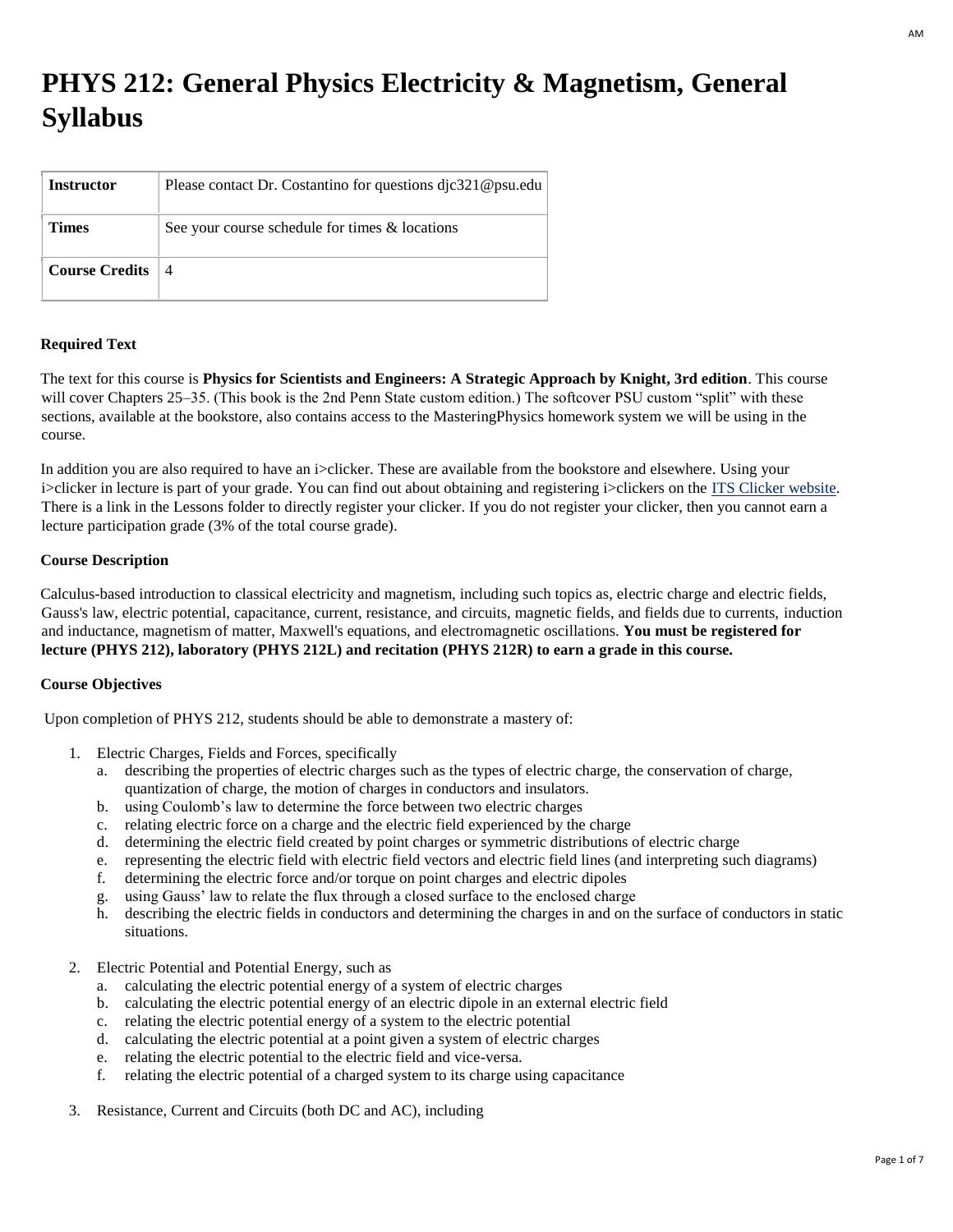# PHYS 212: General Physics Electricity & Magnetism, General Syllabus

| Instructor | Please contact Dr. Costantino for questions djc321@psu.edu |
|---|---|
| Times | See your course schedule for times & locations |
| Course Credits | 4 |

**Required Text**

The text for this course is **Physics for Scientists and Engineers: A Strategic Approach by Knight, 3rd edition**. This course will cover Chapters 25–35. (This book is the 2nd Penn State custom edition.) The softcover PSU custom "split" with these sections, available at the bookstore, also contains access to the MasteringPhysics homework system we will be using in the course.

In addition you are also required to have an i>clicker. These are available from the bookstore and elsewhere. Using your i>clicker in lecture is part of your grade. You can find out about obtaining and registering i>clickers on the ITS Clicker website. There is a link in the Lessons folder to directly register your clicker. If you do not register your clicker, then you cannot earn a lecture participation grade (3% of the total course grade).

**Course Description**

Calculus-based introduction to classical electricity and magnetism, including such topics as, electric charge and electric fields, Gauss's law, electric potential, capacitance, current, resistance, and circuits, magnetic fields, and fields due to currents, induction and inductance, magnetism of matter, Maxwell's equations, and electromagnetic oscillations. **You must be registered for lecture (PHYS 212), laboratory (PHYS 212L) and recitation (PHYS 212R) to earn a grade in this course.**

**Course Objectives**

Upon completion of PHYS 212, students should be able to demonstrate a mastery of:

1. Electric Charges, Fields and Forces, specifically
   a. describing the properties of electric charges such as the types of electric charge, the conservation of charge, quantization of charge, the motion of charges in conductors and insulators.
   b. using Coulomb's law to determine the force between two electric charges
   c. relating electric force on a charge and the electric field experienced by the charge
   d. determining the electric field created by point charges or symmetric distributions of electric charge
   e. representing the electric field with electric field vectors and electric field lines (and interpreting such diagrams)
   f. determining the electric force and/or torque on point charges and electric dipoles
   g. using Gauss' law to relate the flux through a closed surface to the enclosed charge
   h. describing the electric fields in conductors and determining the charges in and on the surface of conductors in static situations.

2. Electric Potential and Potential Energy, such as
   a. calculating the electric potential energy of a system of electric charges
   b. calculating the electric potential energy of an electric dipole in an external electric field
   c. relating the electric potential energy of a system to the electric potential
   d. calculating the electric potential at a point given a system of electric charges
   e. relating the electric potential to the electric field and vice-versa.
   f. relating the electric potential of a charged system to its charge using capacitance

3. Resistance, Current and Circuits (both DC and AC), including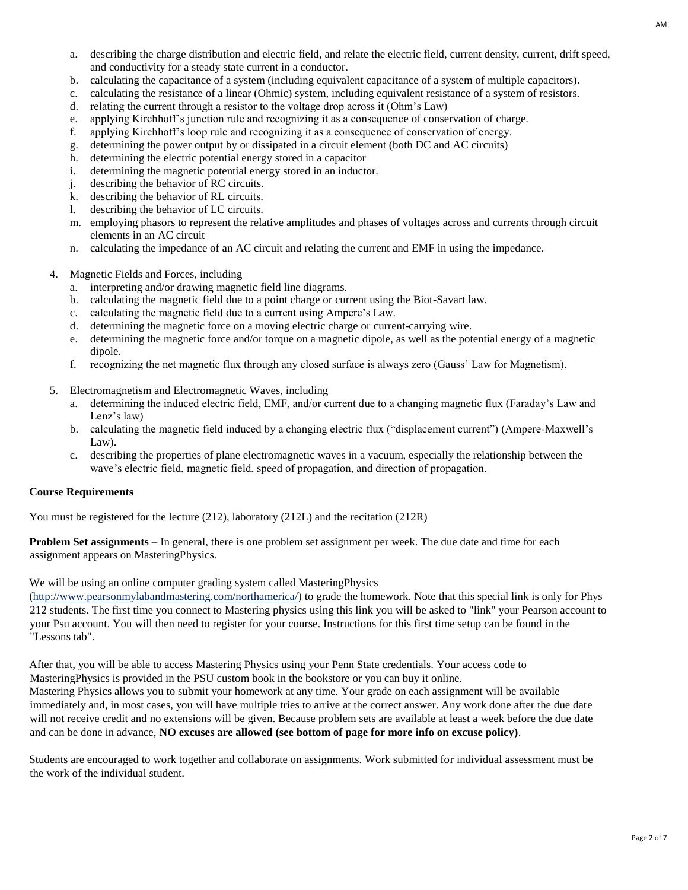a. describing the charge distribution and electric field, and relate the electric field, current density, current, drift speed, and conductivity for a steady state current in a conductor.
b. calculating the capacitance of a system (including equivalent capacitance of a system of multiple capacitors).
c. calculating the resistance of a linear (Ohmic) system, including equivalent resistance of a system of resistors.
d. relating the current through a resistor to the voltage drop across it (Ohm's Law)
e. applying Kirchhoff's junction rule and recognizing it as a consequence of conservation of charge.
f. applying Kirchhoff's loop rule and recognizing it as a consequence of conservation of energy.
g. determining the power output by or dissipated in a circuit element (both DC and AC circuits)
h. determining the electric potential energy stored in a capacitor
i. determining the magnetic potential energy stored in an inductor.
j. describing the behavior of RC circuits.
k. describing the behavior of RL circuits.
l. describing the behavior of LC circuits.
m. employing phasors to represent the relative amplitudes and phases of voltages across and currents through circuit elements in an AC circuit
n. calculating the impedance of an AC circuit and relating the current and EMF in using the impedance.

4. Magnetic Fields and Forces, including
   a. interpreting and/or drawing magnetic field line diagrams.
   b. calculating the magnetic field due to a point charge or current using the Biot-Savart law.
   c. calculating the magnetic field due to a current using Ampere's Law.
   d. determining the magnetic force on a moving electric charge or current-carrying wire.
   e. determining the magnetic force and/or torque on a magnetic dipole, as well as the potential energy of a magnetic dipole.
   f. recognizing the net magnetic flux through any closed surface is always zero (Gauss' Law for Magnetism).

5. Electromagnetism and Electromagnetic Waves, including
   a. determining the induced electric field, EMF, and/or current due to a changing magnetic flux (Faraday's Law and Lenz's law)
   b. calculating the magnetic field induced by a changing electric flux ("displacement current") (Ampere-Maxwell's Law).
   c. describing the properties of plane electromagnetic waves in a vacuum, especially the relationship between the wave's electric field, magnetic field, speed of propagation, and direction of propagation.

## Course Requirements

You must be registered for the lecture (212), laboratory (212L) and the recitation (212R)

**Problem Set assignments** – In general, there is one problem set assignment per week. The due date and time for each assignment appears on MasteringPhysics.

We will be using an online computer grading system called MasteringPhysics (http://www.pearsonmylabandmastering.com/northamerica/) to grade the homework. Note that this special link is only for Phys 212 students. The first time you connect to Mastering physics using this link you will be asked to "link" your Pearson account to your Psu account. You will then need to register for your course. Instructions for this first time setup can be found in the "Lessons tab".

After that, you will be able to access Mastering Physics using your Penn State credentials. Your access code to MasteringPhysics is provided in the PSU custom book in the bookstore or you can buy it online.
Mastering Physics allows you to submit your homework at any time. Your grade on each assignment will be available immediately and, in most cases, you will have multiple tries to arrive at the correct answer. Any work done after the due date will not receive credit and no extensions will be given. Because problem sets are available at least a week before the due date and can be done in advance, **NO excuses are allowed (see bottom of page for more info on excuse policy)**.

Students are encouraged to work together and collaborate on assignments. Work submitted for individual assessment must be the work of the individual student.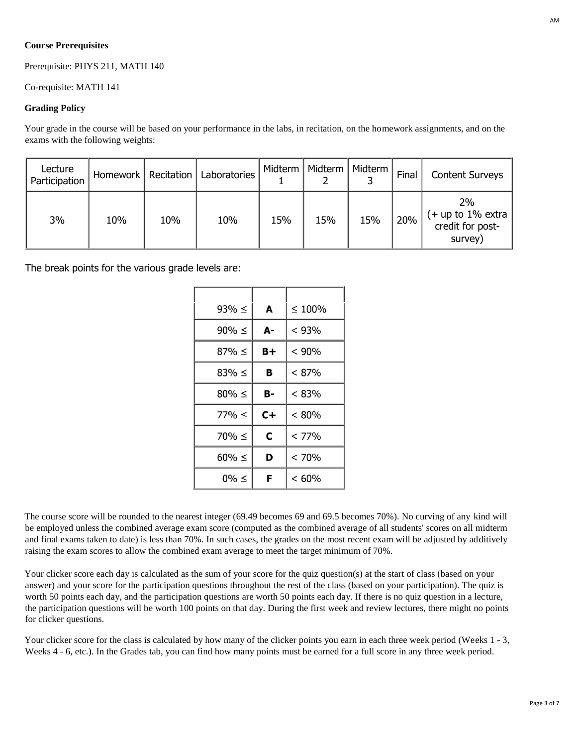**Course Prerequisites**

Prerequisite: PHYS 211, MATH 140

Co-requisite: MATH 141

**Grading Policy**

Your grade in the course will be based on your performance in the labs, in recitation, on the homework assignments, and on the exams with the following weights:

| Lecture Participation | Homework | Recitation | Laboratories | Midterm 1 | Midterm 2 | Midterm 3 | Final | Content Surveys |
|---|---|---|---|---|---|---|---|---|
| 3% | 10% | 10% | 10% | 15% | 15% | 15% | 20% | 2% (+ up to 1% extra credit for post-survey) |

The break points for the various grade levels are:

| | | |
|---|---|---|
| 93% ≤ | **A** | ≤ 100% |
| 90% ≤ | **A-** | < 93% |
| 87% ≤ | **B+** | < 90% |
| 83% ≤ | **B** | < 87% |
| 80% ≤ | **B-** | < 83% |
| 77% ≤ | **C+** | < 80% |
| 70% ≤ | **C** | < 77% |
| 60% ≤ | **D** | < 70% |
| 0% ≤ | **F** | < 60% |

The course score will be rounded to the nearest integer (69.49 becomes 69 and 69.5 becomes 70%). No curving of any kind will be employed unless the combined average exam score (computed as the combined average of all students' scores on all midterm and final exams taken to date) is less than 70%. In such cases, the grades on the most recent exam will be adjusted by additively raising the exam scores to allow the combined exam average to meet the target minimum of 70%.

Your clicker score each day is calculated as the sum of your score for the quiz question(s) at the start of class (based on your answer) and your score for the participation questions throughout the rest of the class (based on your participation). The quiz is worth 50 points each day, and the participation questions are worth 50 points each day. If there is no quiz question in a lecture, the participation questions will be worth 100 points on that day. During the first week and review lectures, there might no points for clicker questions.

Your clicker score for the class is calculated by how many of the clicker points you earn in each three week period (Weeks 1 - 3, Weeks 4 - 6, etc.). In the Grades tab, you can find how many points must be earned for a full score in any three week period.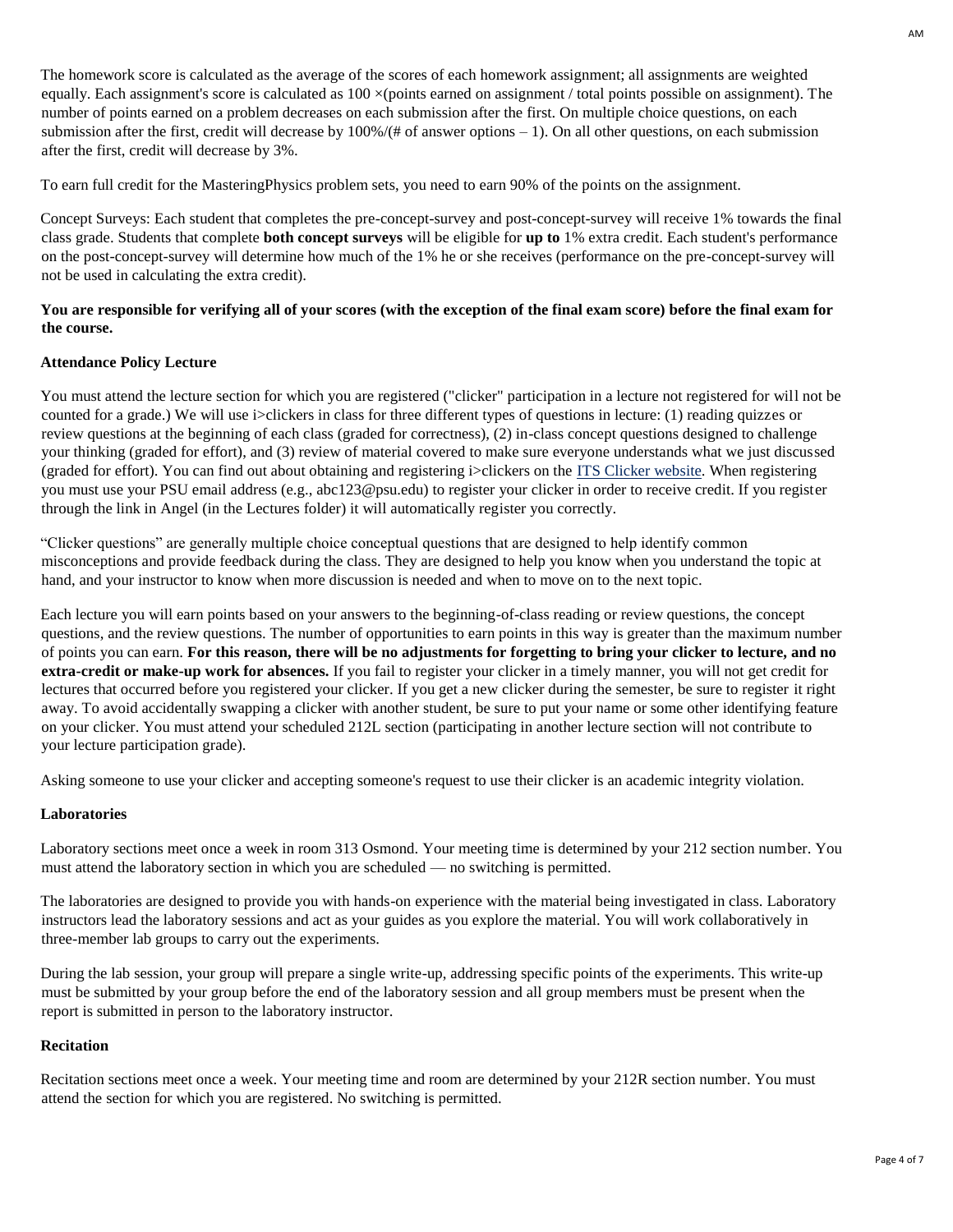The homework score is calculated as the average of the scores of each homework assignment; all assignments are weighted equally. Each assignment's score is calculated as $100 \times$(points earned on assignment / total points possible on assignment). The number of points earned on a problem decreases on each submission after the first. On multiple choice questions, on each submission after the first, credit will decrease by 100%/(# of answer options – 1). On all other questions, on each submission after the first, credit will decrease by 3%.

To earn full credit for the MasteringPhysics problem sets, you need to earn 90% of the points on the assignment.

Concept Surveys: Each student that completes the pre-concept-survey and post-concept-survey will receive 1% towards the final class grade. Students that complete **both concept surveys** will be eligible for **up to** 1% extra credit. Each student's performance on the post-concept-survey will determine how much of the 1% he or she receives (performance on the pre-concept-survey will not be used in calculating the extra credit).

**You are responsible for verifying all of your scores (with the exception of the final exam score) before the final exam for the course.**

### Attendance Policy Lecture

You must attend the lecture section for which you are registered ("clicker" participation in a lecture not registered for will not be counted for a grade.) We will use i>clickers in class for three different types of questions in lecture: (1) reading quizzes or review questions at the beginning of each class (graded for correctness), (2) in-class concept questions designed to challenge your thinking (graded for effort), and (3) review of material covered to make sure everyone understands what we just discussed (graded for effort). You can find out about obtaining and registering i>clickers on the ITS Clicker website. When registering you must use your PSU email address (e.g., abc123@psu.edu) to register your clicker in order to receive credit. If you register through the link in Angel (in the Lectures folder) it will automatically register you correctly.

"Clicker questions" are generally multiple choice conceptual questions that are designed to help identify common misconceptions and provide feedback during the class. They are designed to help you know when you understand the topic at hand, and your instructor to know when more discussion is needed and when to move on to the next topic.

Each lecture you will earn points based on your answers to the beginning-of-class reading or review questions, the concept questions, and the review questions. The number of opportunities to earn points in this way is greater than the maximum number of points you can earn. **For this reason, there will be no adjustments for forgetting to bring your clicker to lecture, and no extra-credit or make-up work for absences.** If you fail to register your clicker in a timely manner, you will not get credit for lectures that occurred before you registered your clicker. If you get a new clicker during the semester, be sure to register it right away. To avoid accidentally swapping a clicker with another student, be sure to put your name or some other identifying feature on your clicker. You must attend your scheduled 212L section (participating in another lecture section will not contribute to your lecture participation grade).

Asking someone to use your clicker and accepting someone's request to use their clicker is an academic integrity violation.

### Laboratories

Laboratory sections meet once a week in room 313 Osmond. Your meeting time is determined by your 212 section number. You must attend the laboratory section in which you are scheduled — no switching is permitted.

The laboratories are designed to provide you with hands-on experience with the material being investigated in class. Laboratory instructors lead the laboratory sessions and act as your guides as you explore the material. You will work collaboratively in three-member lab groups to carry out the experiments.

During the lab session, your group will prepare a single write-up, addressing specific points of the experiments. This write-up must be submitted by your group before the end of the laboratory session and all group members must be present when the report is submitted in person to the laboratory instructor.

### Recitation

Recitation sections meet once a week. Your meeting time and room are determined by your 212R section number. You must attend the section for which you are registered. No switching is permitted.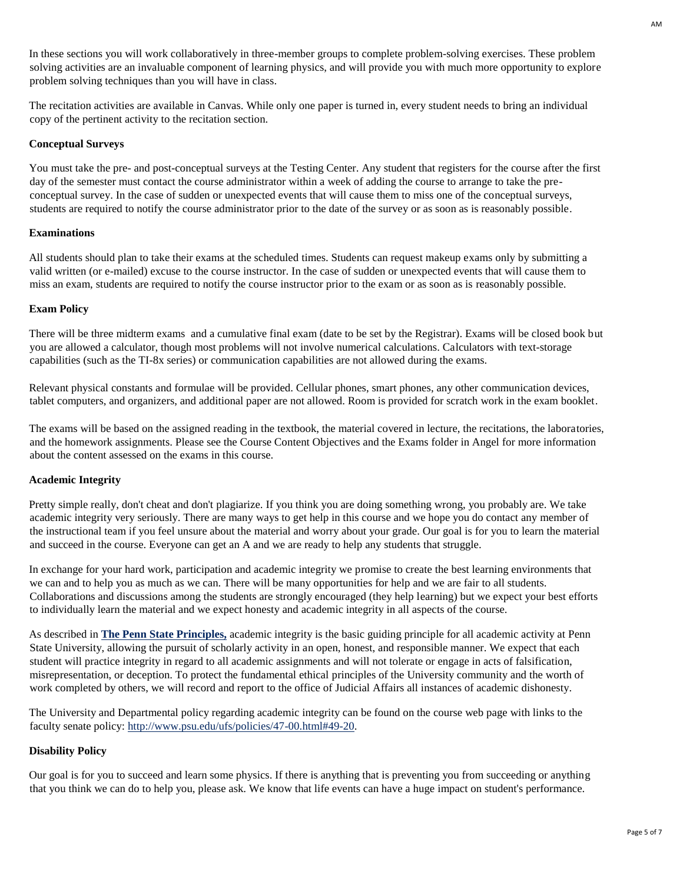In these sections you will work collaboratively in three-member groups to complete problem-solving exercises. These problem solving activities are an invaluable component of learning physics, and will provide you with much more opportunity to explore problem solving techniques than you will have in class.

The recitation activities are available in Canvas. While only one paper is turned in, every student needs to bring an individual copy of the pertinent activity to the recitation section.

**Conceptual Surveys**

You must take the pre- and post-conceptual surveys at the Testing Center. Any student that registers for the course after the first day of the semester must contact the course administrator within a week of adding the course to arrange to take the pre-conceptual survey. In the case of sudden or unexpected events that will cause them to miss one of the conceptual surveys, students are required to notify the course administrator prior to the date of the survey or as soon as is reasonably possible.

**Examinations**

All students should plan to take their exams at the scheduled times. Students can request makeup exams only by submitting a valid written (or e-mailed) excuse to the course instructor. In the case of sudden or unexpected events that will cause them to miss an exam, students are required to notify the course instructor prior to the exam or as soon as is reasonably possible.

**Exam Policy**

There will be three midterm exams and a cumulative final exam (date to be set by the Registrar). Exams will be closed book but you are allowed a calculator, though most problems will not involve numerical calculations. Calculators with text-storage capabilities (such as the TI-8x series) or communication capabilities are not allowed during the exams.

Relevant physical constants and formulae will be provided. Cellular phones, smart phones, any other communication devices, tablet computers, and organizers, and additional paper are not allowed. Room is provided for scratch work in the exam booklet.

The exams will be based on the assigned reading in the textbook, the material covered in lecture, the recitations, the laboratories, and the homework assignments. Please see the Course Content Objectives and the Exams folder in Angel for more information about the content assessed on the exams in this course.

**Academic Integrity**

Pretty simple really, don't cheat and don't plagiarize. If you think you are doing something wrong, you probably are. We take academic integrity very seriously. There are many ways to get help in this course and we hope you do contact any member of the instructional team if you feel unsure about the material and worry about your grade. Our goal is for you to learn the material and succeed in the course. Everyone can get an A and we are ready to help any students that struggle.

In exchange for your hard work, participation and academic integrity we promise to create the best learning environments that we can and to help you as much as we can. There will be many opportunities for help and we are fair to all students. Collaborations and discussions among the students are strongly encouraged (they help learning) but we expect your best efforts to individually learn the material and we expect honesty and academic integrity in all aspects of the course.

As described in **The Penn State Principles,** academic integrity is the basic guiding principle for all academic activity at Penn State University, allowing the pursuit of scholarly activity in an open, honest, and responsible manner. We expect that each student will practice integrity in regard to all academic assignments and will not tolerate or engage in acts of falsification, misrepresentation, or deception. To protect the fundamental ethical principles of the University community and the worth of work completed by others, we will record and report to the office of Judicial Affairs all instances of academic dishonesty.

The University and Departmental policy regarding academic integrity can be found on the course web page with links to the faculty senate policy: http://www.psu.edu/ufs/policies/47-00.html#49-20.

**Disability Policy**

Our goal is for you to succeed and learn some physics. If there is anything that is preventing you from succeeding or anything that you think we can do to help you, please ask. We know that life events can have a huge impact on student's performance.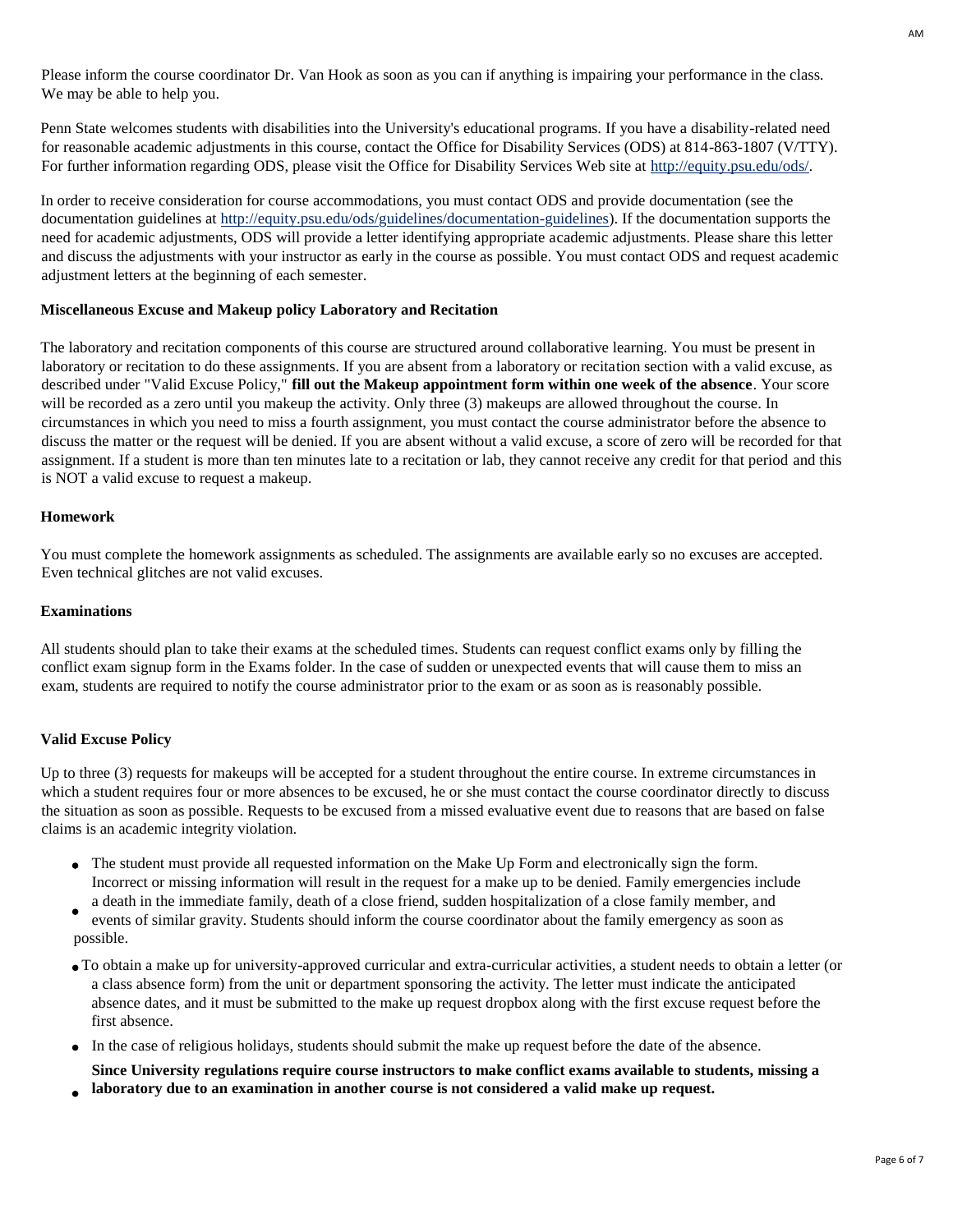Please inform the course coordinator Dr. Van Hook as soon as you can if anything is impairing your performance in the class. We may be able to help you.

Penn State welcomes students with disabilities into the University's educational programs. If you have a disability-related need for reasonable academic adjustments in this course, contact the Office for Disability Services (ODS) at 814-863-1807 (V/TTY). For further information regarding ODS, please visit the Office for Disability Services Web site at http://equity.psu.edu/ods/.

In order to receive consideration for course accommodations, you must contact ODS and provide documentation (see the documentation guidelines at http://equity.psu.edu/ods/guidelines/documentation-guidelines). If the documentation supports the need for academic adjustments, ODS will provide a letter identifying appropriate academic adjustments. Please share this letter and discuss the adjustments with your instructor as early in the course as possible. You must contact ODS and request academic adjustment letters at the beginning of each semester.

**Miscellaneous Excuse and Makeup policy Laboratory and Recitation**

The laboratory and recitation components of this course are structured around collaborative learning. You must be present in laboratory or recitation to do these assignments. If you are absent from a laboratory or recitation section with a valid excuse, as described under "Valid Excuse Policy," **fill out the Makeup appointment form within one week of the absence**. Your score will be recorded as a zero until you makeup the activity. Only three (3) makeups are allowed throughout the course. In circumstances in which you need to miss a fourth assignment, you must contact the course administrator before the absence to discuss the matter or the request will be denied. If you are absent without a valid excuse, a score of zero will be recorded for that assignment. If a student is more than ten minutes late to a recitation or lab, they cannot receive any credit for that period and this is NOT a valid excuse to request a makeup.

**Homework**

You must complete the homework assignments as scheduled. The assignments are available early so no excuses are accepted. Even technical glitches are not valid excuses.

**Examinations**

All students should plan to take their exams at the scheduled times. Students can request conflict exams only by filling the conflict exam signup form in the Exams folder. In the case of sudden or unexpected events that will cause them to miss an exam, students are required to notify the course administrator prior to the exam or as soon as is reasonably possible.

**Valid Excuse Policy**

Up to three (3) requests for makeups will be accepted for a student throughout the entire course. In extreme circumstances in which a student requires four or more absences to be excused, he or she must contact the course coordinator directly to discuss the situation as soon as possible. Requests to be excused from a missed evaluative event due to reasons that are based on false claims is an academic integrity violation.

- The student must provide all requested information on the Make Up Form and electronically sign the form. Incorrect or missing information will result in the request for a make up to be denied. Family emergencies include
- a death in the immediate family, death of a close friend, sudden hospitalization of a close family member, and events of similar gravity. Students should inform the course coordinator about the family emergency as soon as possible.
- To obtain a make up for university-approved curricular and extra-curricular activities, a student needs to obtain a letter (or a class absence form) from the unit or department sponsoring the activity. The letter must indicate the anticipated absence dates, and it must be submitted to the make up request dropbox along with the first excuse request before the first absence.
- In the case of religious holidays, students should submit the make up request before the date of the absence.
- **Since University regulations require course instructors to make conflict exams available to students, missing a laboratory due to an examination in another course is not considered a valid make up request.**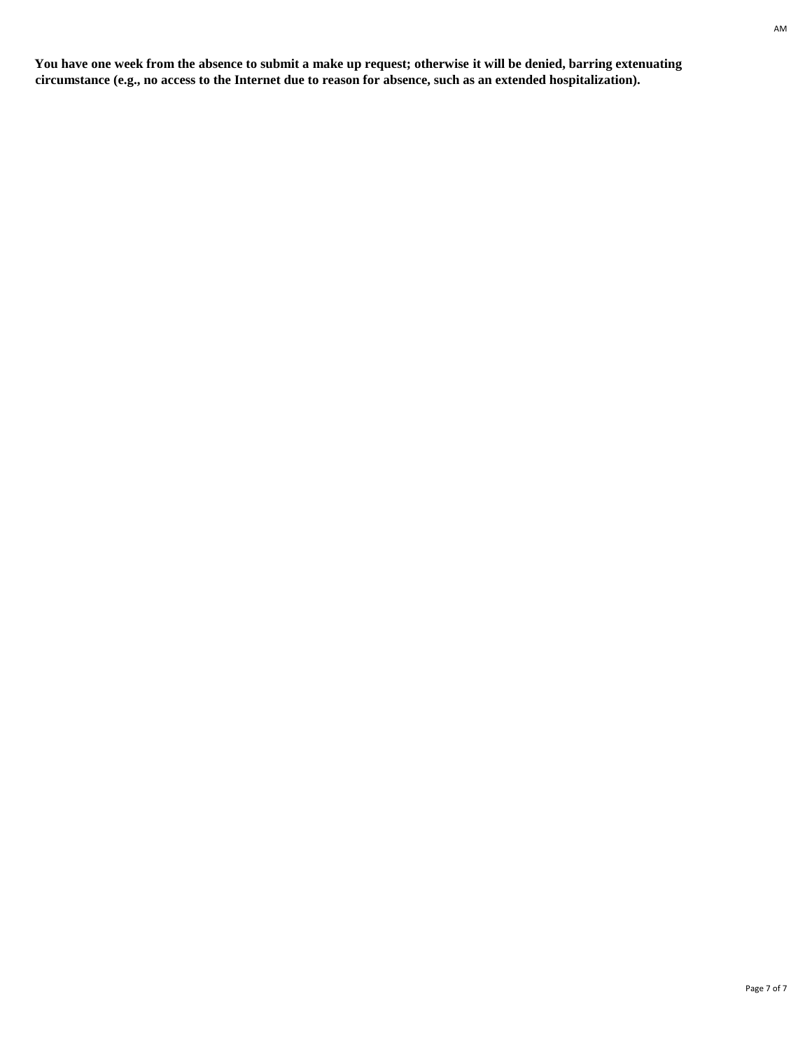**You have one week from the absence to submit a make up request; otherwise it will be denied, barring extenuating circumstance (e.g., no access to the Internet due to reason for absence, such as an extended hospitalization).**